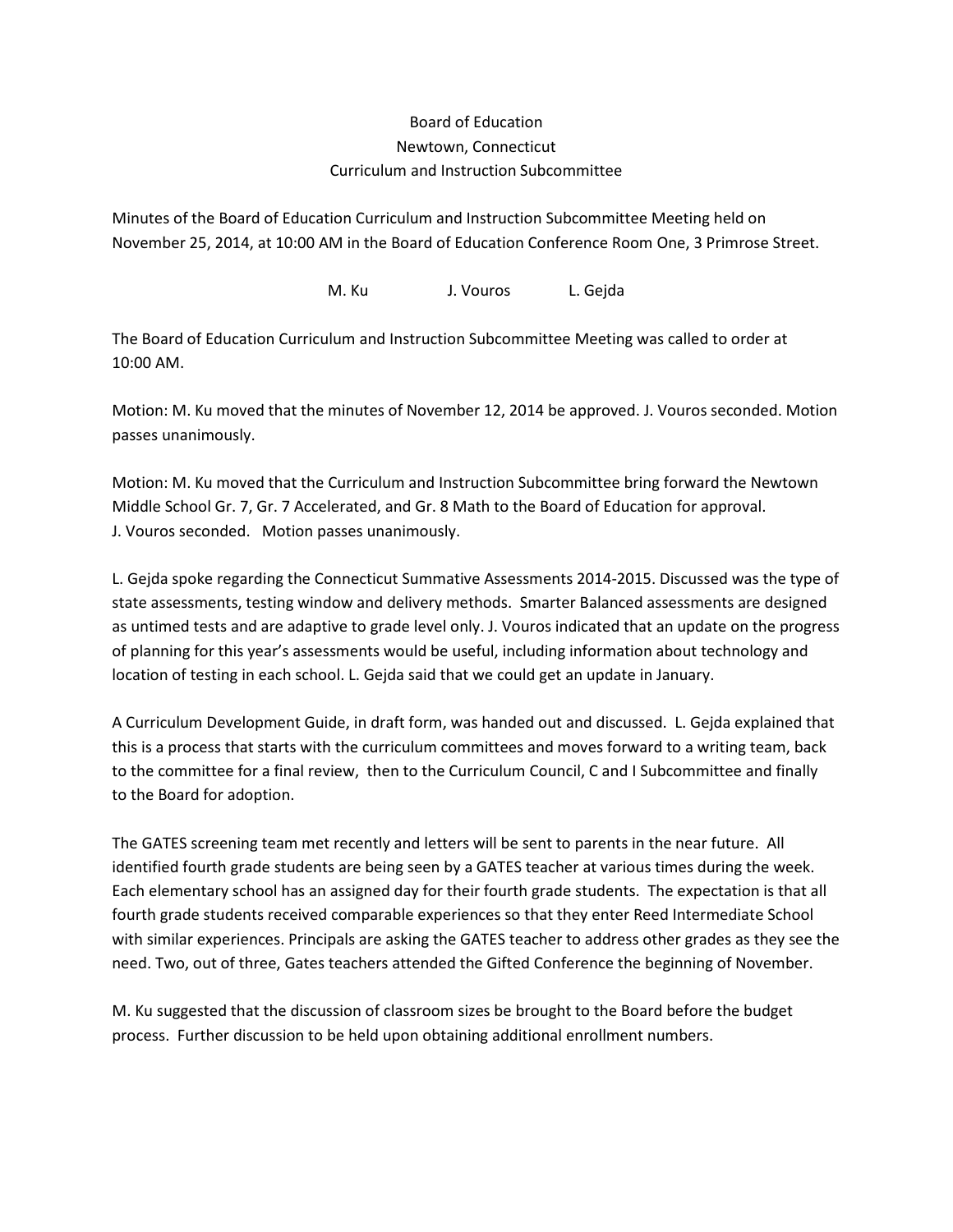Board of Education
Newtown, Connecticut
Curriculum and Instruction Subcommittee

Minutes of the Board of Education Curriculum and Instruction Subcommittee Meeting held on November 25, 2014, at 10:00 AM in the Board of Education Conference Room One, 3 Primrose Street.

M. Ku J. Vouros L. Gejda

The Board of Education Curriculum and Instruction Subcommittee Meeting was called to order at 10:00 AM.

Motion: M. Ku moved that the minutes of November 12, 2014 be approved. J. Vouros seconded. Motion passes unanimously.

Motion: M. Ku moved that the Curriculum and Instruction Subcommittee bring forward the Newtown Middle School Gr. 7, Gr. 7 Accelerated, and Gr. 8 Math to the Board of Education for approval. J. Vouros seconded. Motion passes unanimously.

L. Gejda spoke regarding the Connecticut Summative Assessments 2014-2015. Discussed was the type of state assessments, testing window and delivery methods. Smarter Balanced assessments are designed as untimed tests and are adaptive to grade level only. J. Vouros indicated that an update on the progress of planning for this year's assessments would be useful, including information about technology and location of testing in each school. L. Gejda said that we could get an update in January.

A Curriculum Development Guide, in draft form, was handed out and discussed. L. Gejda explained that this is a process that starts with the curriculum committees and moves forward to a writing team, back to the committee for a final review, then to the Curriculum Council, C and I Subcommittee and finally to the Board for adoption.

The GATES screening team met recently and letters will be sent to parents in the near future. All identified fourth grade students are being seen by a GATES teacher at various times during the week. Each elementary school has an assigned day for their fourth grade students. The expectation is that all fourth grade students received comparable experiences so that they enter Reed Intermediate School with similar experiences. Principals are asking the GATES teacher to address other grades as they see the need. Two, out of three, Gates teachers attended the Gifted Conference the beginning of November.

M. Ku suggested that the discussion of classroom sizes be brought to the Board before the budget process. Further discussion to be held upon obtaining additional enrollment numbers.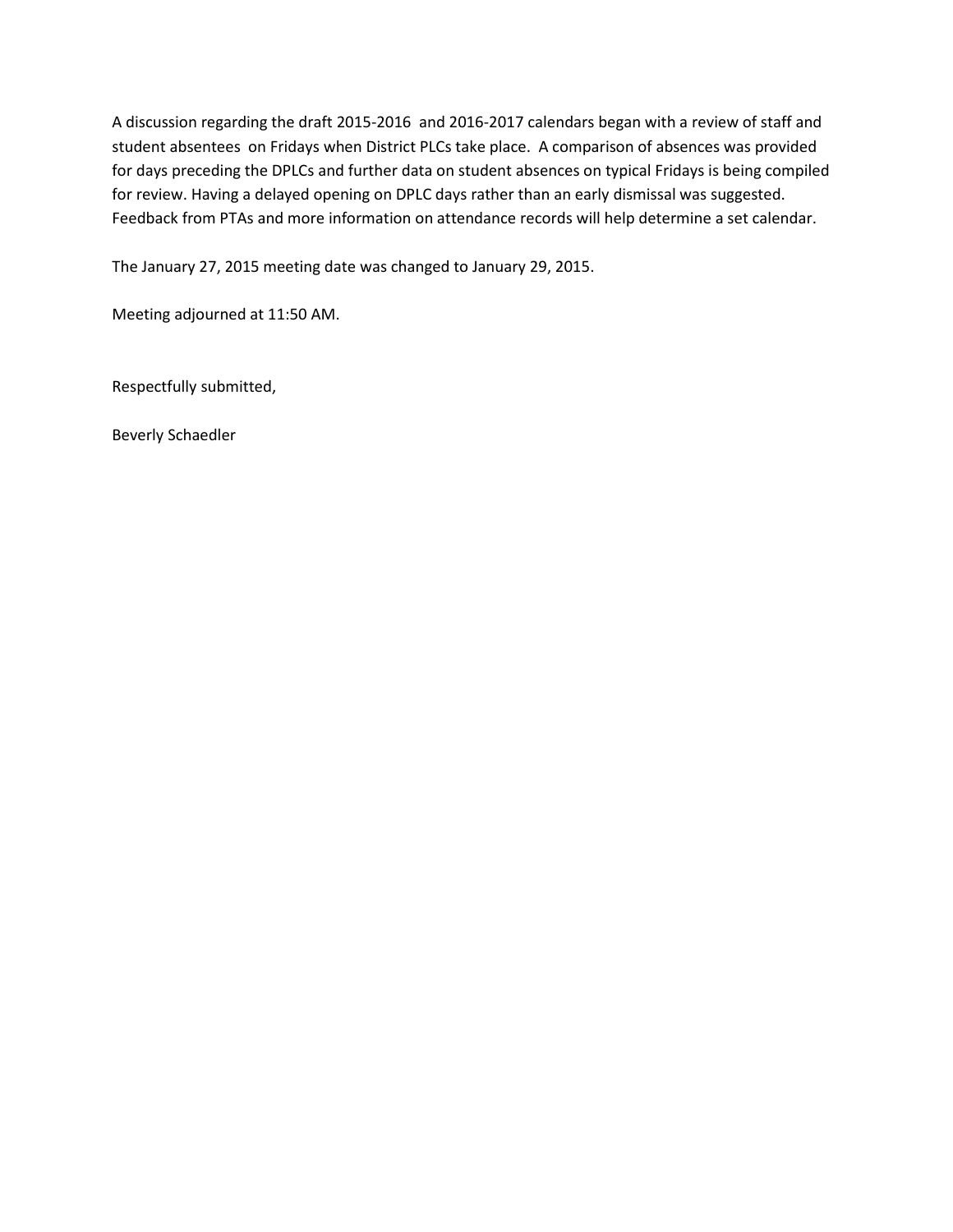A discussion regarding the draft 2015-2016 and 2016-2017 calendars began with a review of staff and student absentees on Fridays when District PLCs take place. A comparison of absences was provided for days preceding the DPLCs and further data on student absences on typical Fridays is being compiled for review. Having a delayed opening on DPLC days rather than an early dismissal was suggested. Feedback from PTAs and more information on attendance records will help determine a set calendar.

The January 27, 2015 meeting date was changed to January 29, 2015.

Meeting adjourned at 11:50 AM.

Respectfully submitted,

Beverly Schaedler